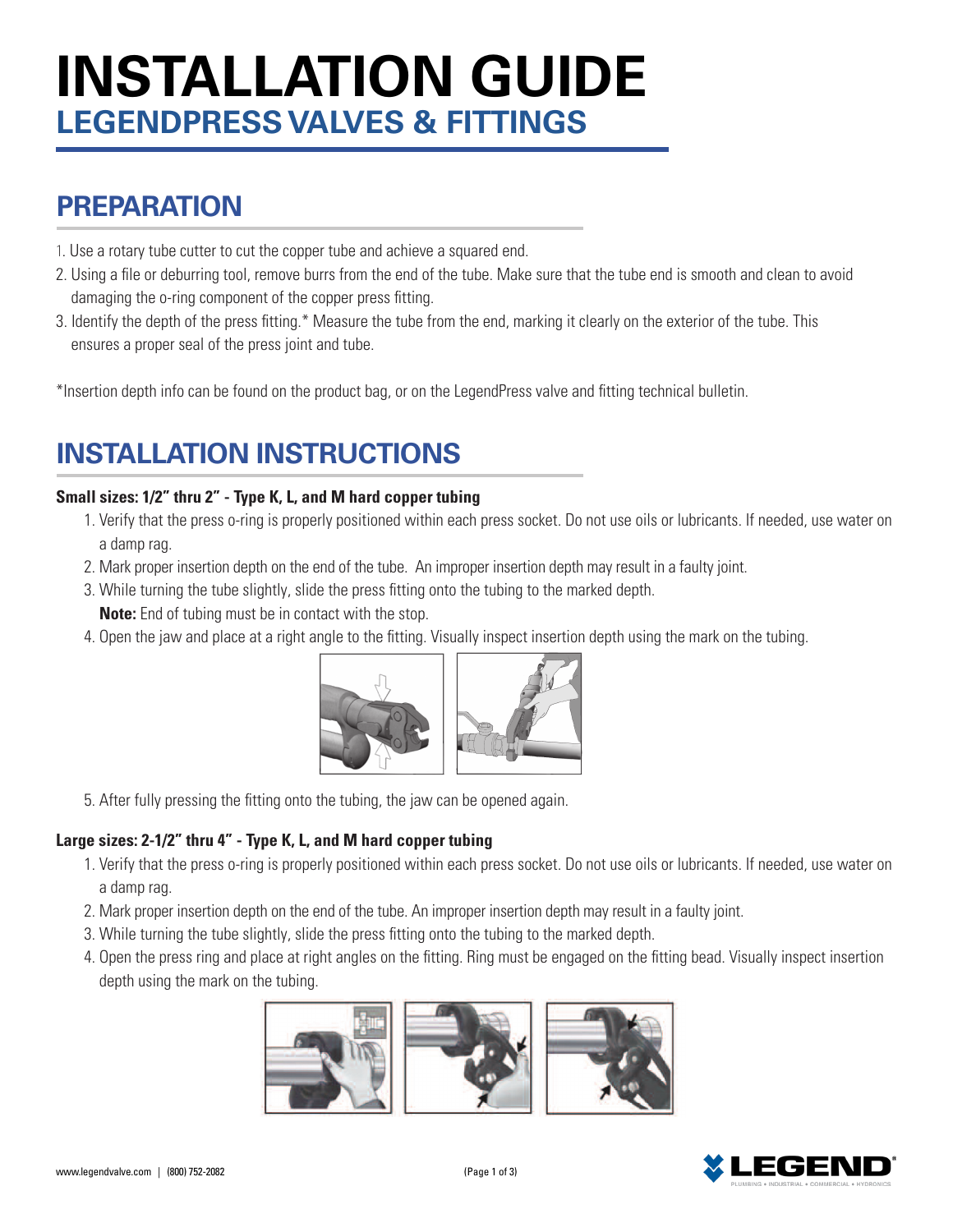# INSTALLATION GUIDE

## LEGENDPRESS VALVES & FITTINGS

## PREPARATION

1. Use a rotary tube cutter to cut the copper tube and achieve a squared end.
2. Using a file or deburring tool, remove burrs from the end of the tube. Make sure that the tube end is smooth and clean to avoid damaging the o-ring component of the copper press fitting.
3. Identify the depth of the press fitting.* Measure the tube from the end, marking it clearly on the exterior of the tube. This ensures a proper seal of the press joint and tube.

*Insertion depth info can be found on the product bag, or on the LegendPress valve and fitting technical bulletin.

## INSTALLATION INSTRUCTIONS

**Small sizes: 1/2" thru 2" - Type K, L, and M hard copper tubing**

1. Verify that the press o-ring is properly positioned within each press socket. Do not use oils or lubricants. If needed, use water on a damp rag.
2. Mark proper insertion depth on the end of the tube. An improper insertion depth may result in a faulty joint.
3. While turning the tube slightly, slide the press fitting onto the tubing to the marked depth.
   **Note:** End of tubing must be in contact with the stop.
4. Open the jaw and place at a right angle to the fitting. Visually inspect insertion depth using the mark on the tubing.
5. After fully pressing the fitting onto the tubing, the jaw can be opened again.

**Large sizes: 2-1/2" thru 4" - Type K, L, and M hard copper tubing**

1. Verify that the press o-ring is properly positioned within each press socket. Do not use oils or lubricants. If needed, use water on a damp rag.
2. Mark proper insertion depth on the end of the tube. An improper insertion depth may result in a faulty joint.
3. While turning the tube slightly, slide the press fitting onto the tubing to the marked depth.
4. Open the press ring and place at right angles on the fitting. Ring must be engaged on the fitting bead. Visually inspect insertion depth using the mark on the tubing.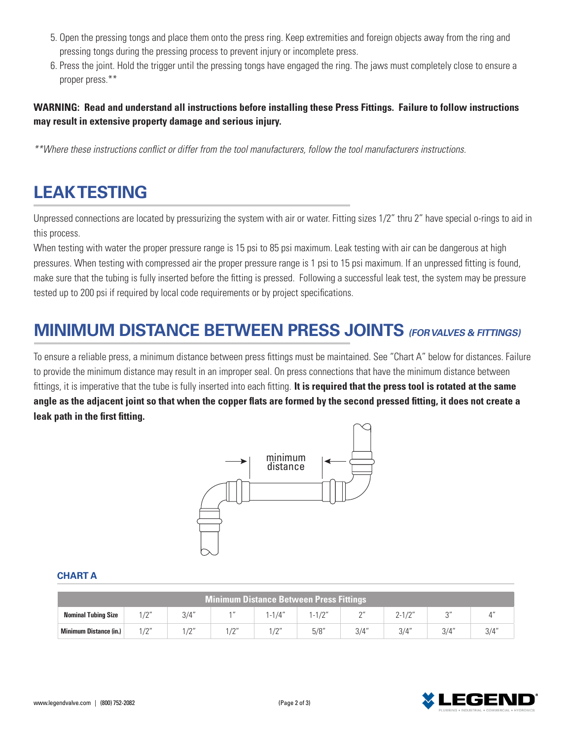5. Open the pressing tongs and place them onto the press ring. Keep extremities and foreign objects away from the ring and pressing tongs during the pressing process to prevent injury or incomplete press.
6. Press the joint. Hold the trigger until the pressing tongs have engaged the ring. The jaws must completely close to ensure a proper press.**

**WARNING: Read and understand all instructions before installing these Press Fittings. Failure to follow instructions may result in extensive property damage and serious injury.**

*\*\*Where these instructions conflict or differ from the tool manufacturers, follow the tool manufacturers instructions.*

## LEAK TESTING

Unpressed connections are located by pressurizing the system with air or water. Fitting sizes 1/2" thru 2" have special o-rings to aid in this process.

When testing with water the proper pressure range is 15 psi to 85 psi maximum. Leak testing with air can be dangerous at high pressures. When testing with compressed air the proper pressure range is 1 psi to 15 psi maximum. If an unpressed fitting is found, make sure that the tubing is fully inserted before the fitting is pressed. Following a successful leak test, the system may be pressure tested up to 200 psi if required by local code requirements or by project specifications.

## MINIMUM DISTANCE BETWEEN PRESS JOINTS *(FOR VALVES & FITTINGS)*

To ensure a reliable press, a minimum distance between press fittings must be maintained. See "Chart A" below for distances. Failure to provide the minimum distance may result in an improper seal. On press connections that have the minimum distance between fittings, it is imperative that the tube is fully inserted into each fitting. **It is required that the press tool is rotated at the same angle as the adjacent joint so that when the copper flats are formed by the second pressed fitting, it does not create a leak path in the first fitting.**

minimum distance

### CHART A

| Minimum Distance Between Press Fittings | | | | | | | | | |
|---|---|---|---|---|---|---|---|---|---|
| **Nominal Tubing Size** | 1/2" | 3/4" | 1" | 1-1/4" | 1-1/2" | 2" | 2-1/2" | 3" | 4" |
| **Minimum Distance (in.)** | 1/2" | 1/2" | 1/2" | 1/2" | 5/8" | 3/4" | 3/4" | 3/4" | 3/4" |

www.legendvalve.com | (800) 752-2082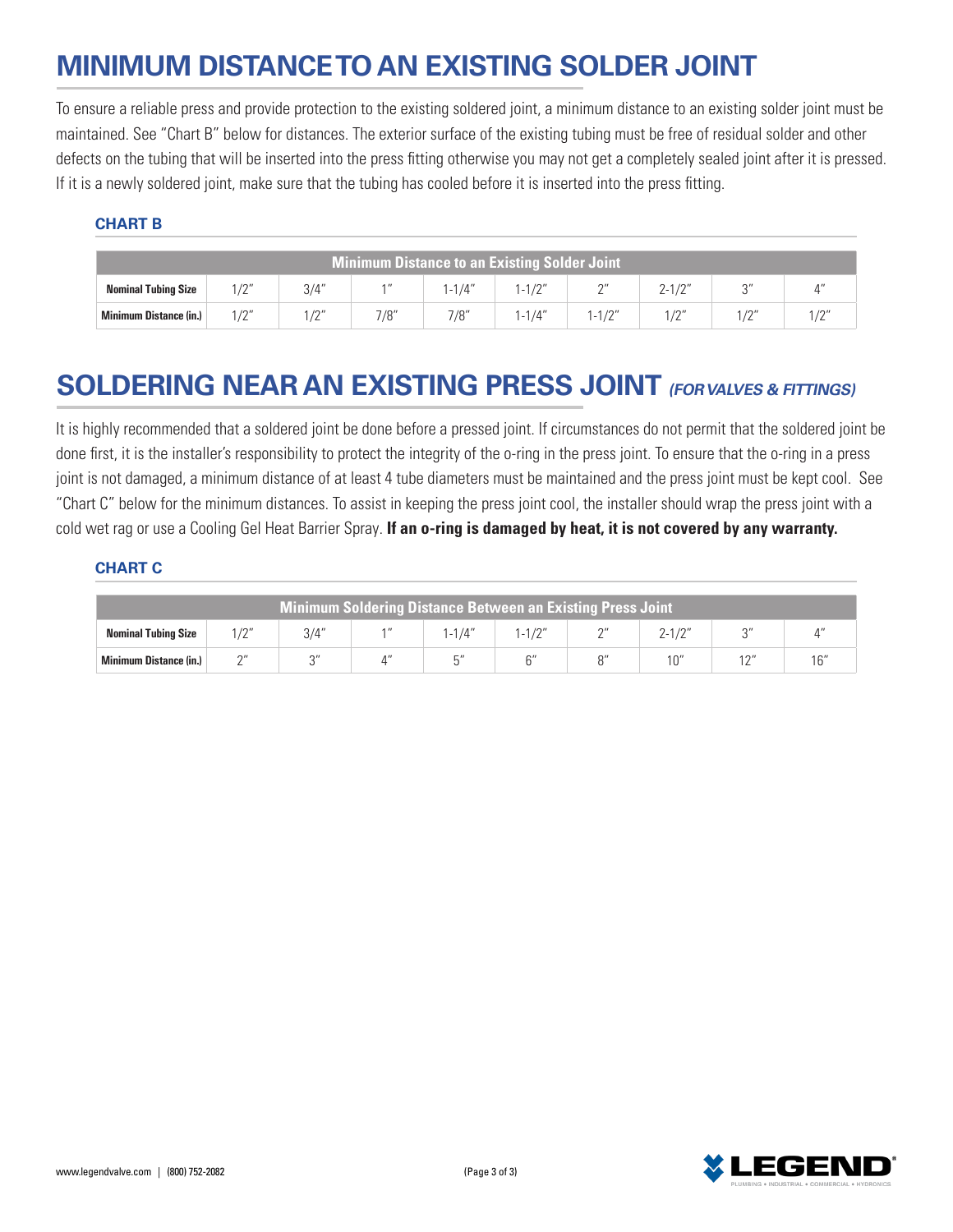# MINIMUM DISTANCE TO AN EXISTING SOLDER JOINT

To ensure a reliable press and provide protection to the existing soldered joint, a minimum distance to an existing solder joint must be maintained. See "Chart B" below for distances. The exterior surface of the existing tubing must be free of residual solder and other defects on the tubing that will be inserted into the press fitting otherwise you may not get a completely sealed joint after it is pressed. If it is a newly soldered joint, make sure that the tubing has cooled before it is inserted into the press fitting.

### CHART B

| Minimum Distance to an Existing Solder Joint | | | | | | | | | |
|---|---|---|---|---|---|---|---|---|---|
| **Nominal Tubing Size** | 1/2" | 3/4" | 1" | 1-1/4" | 1-1/2" | 2" | 2-1/2" | 3" | 4" |
| **Minimum Distance (in.)** | 1/2" | 1/2" | 7/8" | 7/8" | 1-1/4" | 1-1/2" | 1/2" | 1/2" | 1/2" |

# SOLDERING NEAR AN EXISTING PRESS JOINT *(FOR VALVES & FITTINGS)*

It is highly recommended that a soldered joint be done before a pressed joint. If circumstances do not permit that the soldered joint be done first, it is the installer's responsibility to protect the integrity of the o-ring in the press joint. To ensure that the o-ring in a press joint is not damaged, a minimum distance of at least 4 tube diameters must be maintained and the press joint must be kept cool. See "Chart C" below for the minimum distances. To assist in keeping the press joint cool, the installer should wrap the press joint with a cold wet rag or use a Cooling Gel Heat Barrier Spray. **If an o-ring is damaged by heat, it is not covered by any warranty.**

### CHART C

| Minimum Soldering Distance Between an Existing Press Joint | | | | | | | | | |
|---|---|---|---|---|---|---|---|---|---|
| **Nominal Tubing Size** | 1/2" | 3/4" | 1" | 1-1/4" | 1-1/2" | 2" | 2-1/2" | 3" | 4" |
| **Minimum Distance (in.)** | 2" | 3" | 4" | 5" | 6" | 8" | 10" | 12" | 16" |

www.legendvalve.com | (800) 752-2082